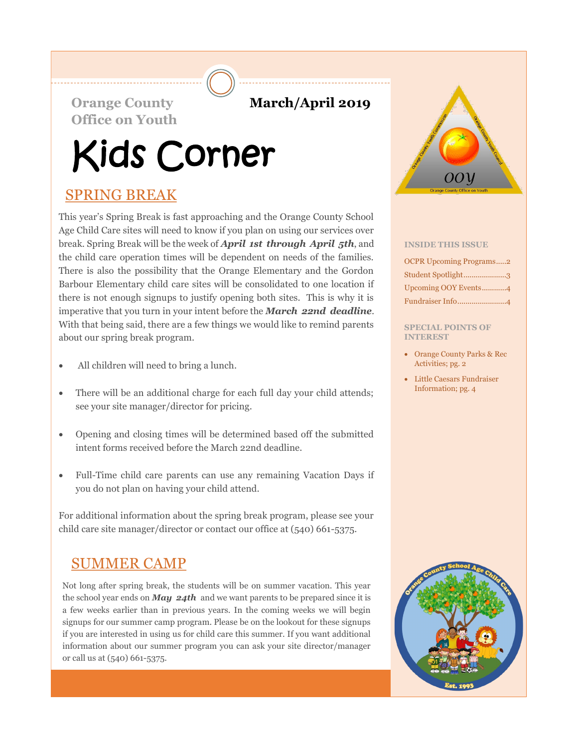**Orange County Office on Youth**

**March/April 2019**

# Kids Corner

## SPRING BREAK

This year's Spring Break is fast approaching and the Orange County School Age Child Care sites will need to know if you plan on using our services over break. Spring Break will be the week of ***April 1st through April 5th***, and the child care operation times will be dependent on needs of the families. There is also the possibility that the Orange Elementary and the Gordon Barbour Elementary child care sites will be consolidated to one location if there is not enough signups to justify opening both sites. This is why it is imperative that you turn in your intent before the ***March 22nd deadline***. With that being said, there are a few things we would like to remind parents about our spring break program.

- All children will need to bring a lunch.
- There will be an additional charge for each full day your child attends; see your site manager/director for pricing.
- Opening and closing times will be determined based off the submitted intent forms received before the March 22nd deadline.
- Full-Time child care parents can use any remaining Vacation Days if you do not plan on having your child attend.

For additional information about the spring break program, please see your child care site manager/director or contact our office at (540) 661-5375.

## SUMMER CAMP

Not long after spring break, the students will be on summer vacation. This year the school year ends on ***May 24th*** and we want parents to be prepared since it is a few weeks earlier than in previous years. In the coming weeks we will begin signups for our summer camp program. Please be on the lookout for these signups if you are interested in using us for child care this summer. If you want additional information about our summer program you can ask your site director/manager or call us at (540) 661-5375.

**INSIDE THIS ISSUE**

OCPR Upcoming Programs.....2
Student Spotlight.....3
Upcoming OOY Events.....4
Fundraiser Info.....4

**SPECIAL POINTS OF INTEREST**

- Orange County Parks & Rec Activities; pg. 2
- Little Caesars Fundraiser Information; pg. 4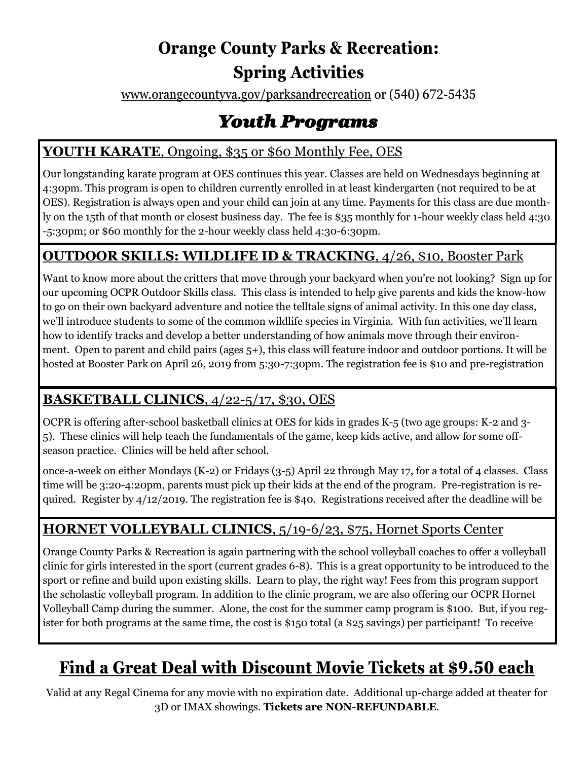# Orange County Parks & Recreation: Spring Activities

www.orangecountyva.gov/parksandrecreation or (540) 672-5435

## *Youth Programs*

### **YOUTH KARATE**, Ongoing, $35 or $60 Monthly Fee, OES

Our longstanding karate program at OES continues this year. Classes are held on Wednesdays beginning at 4:30pm. This program is open to children currently enrolled in at least kindergarten (not required to be at OES). Registration is always open and your child can join at any time. Payments for this class are due monthly on the 15th of that month or closest business day. The fee is $35 monthly for 1-hour weekly class held 4:30 -5:30pm; or $60 monthly for the 2-hour weekly class held 4:30-6:30pm.

### **OUTDOOR SKILLS: WILDLIFE ID & TRACKING**, 4/26, $10, Booster Park

Want to know more about the critters that move through your backyard when you're not looking? Sign up for our upcoming OCPR Outdoor Skills class. This class is intended to help give parents and kids the know-how to go on their own backyard adventure and notice the telltale signs of animal activity. In this one day class, we'll introduce students to some of the common wildlife species in Virginia. With fun activities, we'll learn how to identify tracks and develop a better understanding of how animals move through their environment. Open to parent and child pairs (ages 5+), this class will feature indoor and outdoor portions. It will be hosted at Booster Park on April 26, 2019 from 5:30-7:30pm. The registration fee is $10 and pre-registration

### **BASKETBALL CLINICS**, 4/22-5/17, $30, OES

OCPR is offering after-school basketball clinics at OES for kids in grades K-5 (two age groups: K-2 and 3-5). These clinics will help teach the fundamentals of the game, keep kids active, and allow for some off-season practice. Clinics will be held after school.

once-a-week on either Mondays (K-2) or Fridays (3-5) April 22 through May 17, for a total of 4 classes. Class time will be 3:20-4:20pm, parents must pick up their kids at the end of the program. Pre-registration is required. Register by 4/12/2019. The registration fee is $40. Registrations received after the deadline will be

### **HORNET VOLLEYBALL CLINICS**, 5/19-6/23, $75, Hornet Sports Center

Orange County Parks & Recreation is again partnering with the school volleyball coaches to offer a volleyball clinic for girls interested in the sport (current grades 6-8). This is a great opportunity to be introduced to the sport or refine and build upon existing skills. Learn to play, the right way! Fees from this program support the scholastic volleyball program. In addition to the clinic program, we are also offering our OCPR Hornet Volleyball Camp during the summer. Alone, the cost for the summer camp program is $100. But, if you register for both programs at the same time, the cost is $150 total (a $25 savings) per participant! To receive

## Find a Great Deal with Discount Movie Tickets at $9.50 each

Valid at any Regal Cinema for any movie with no expiration date. Additional up-charge added at theater for 3D or IMAX showings. **Tickets are NON-REFUNDABLE**.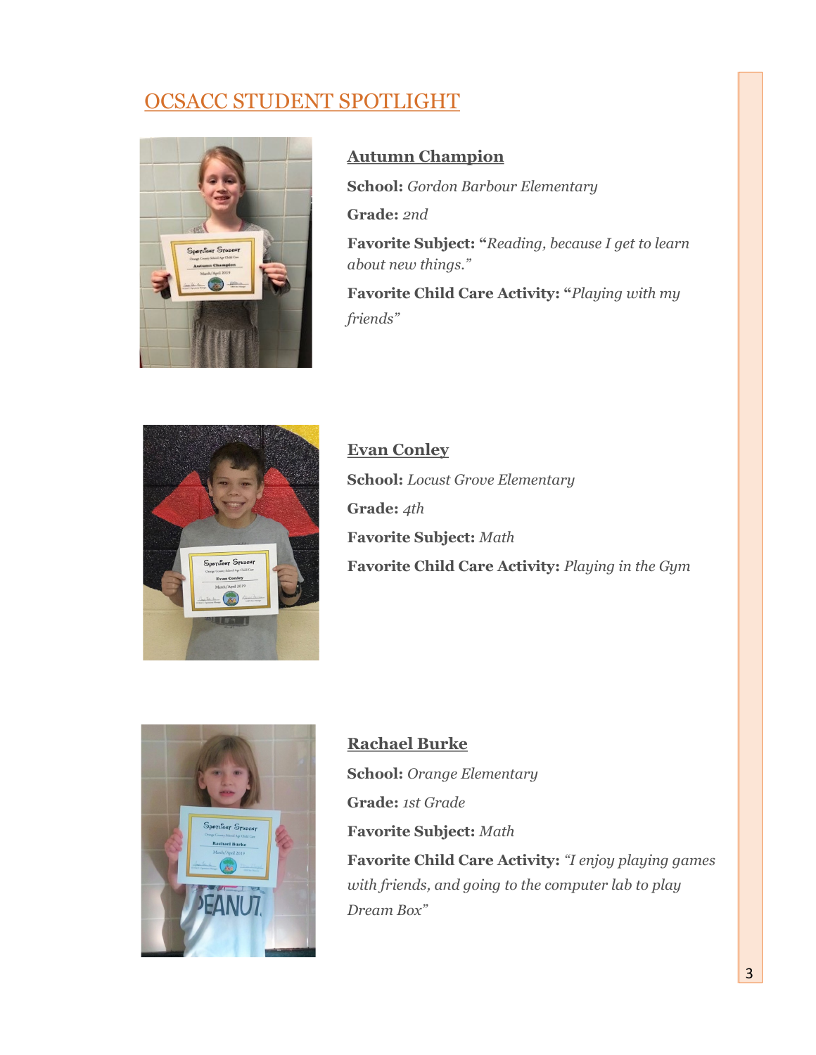# OCSACC STUDENT SPOTLIGHT

### Autumn Champion

**School:** *Gordon Barbour Elementary*

**Grade:** *2nd*

**Favorite Subject:** **"***Reading, because I get to learn about new things."*

**Favorite Child Care Activity:** **"***Playing with my friends"*

### Evan Conley

**School:** *Locust Grove Elementary*

**Grade:** *4th*

**Favorite Subject:** *Math*

**Favorite Child Care Activity:** *Playing in the Gym*

### Rachael Burke

**School:** *Orange Elementary*

**Grade:** *1st Grade*

**Favorite Subject:** *Math*

**Favorite Child Care Activity:** *"I enjoy playing games with friends, and going to the computer lab to play Dream Box"*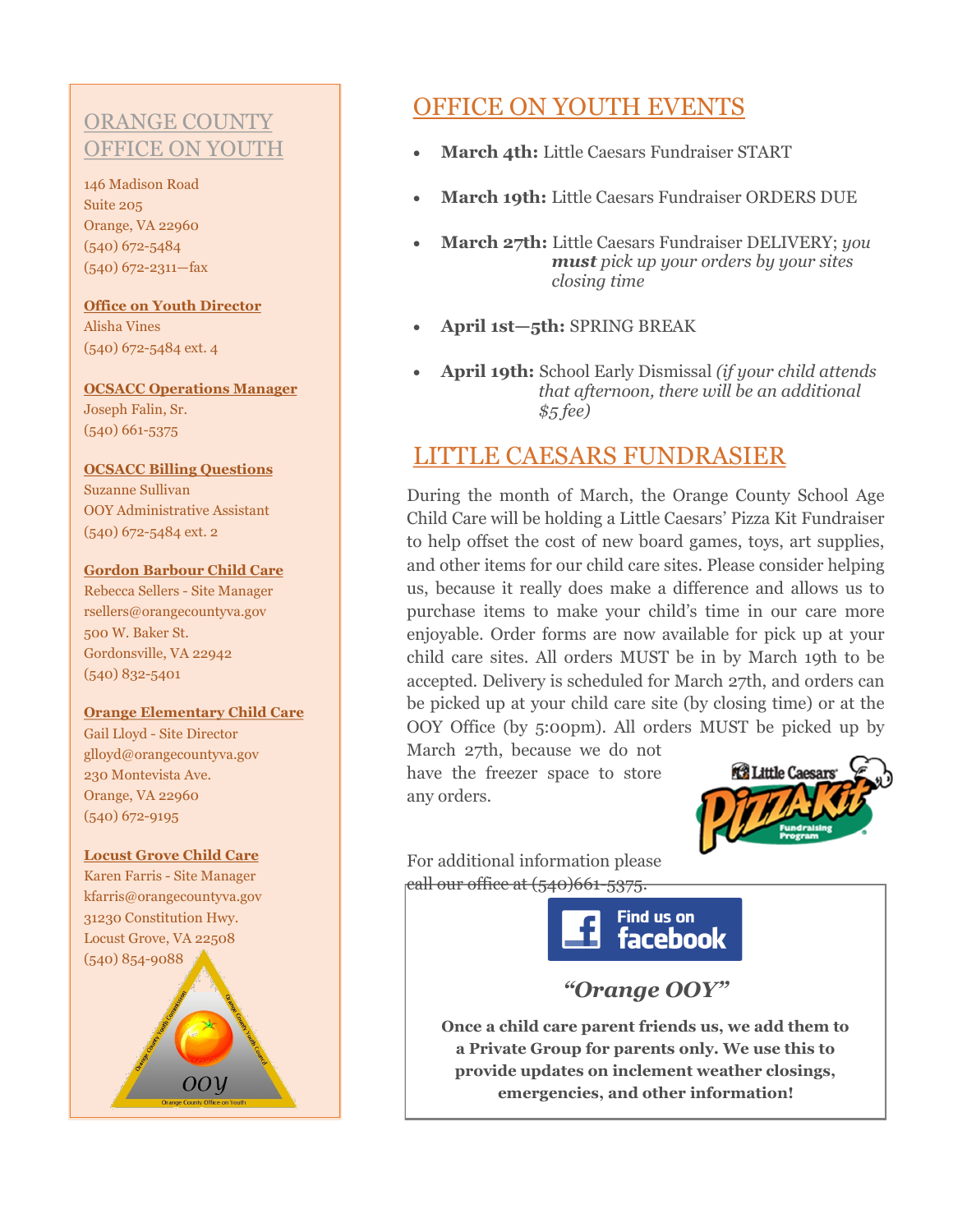## ORANGE COUNTY OFFICE ON YOUTH

146 Madison Road
Suite 205
Orange, VA 22960
(540) 672-5484
(540) 672-2311—fax

**Office on Youth Director**
Alisha Vines
(540) 672-5484 ext. 4

**OCSACC Operations Manager**
Joseph Falin, Sr.
(540) 661-5375

**OCSACC Billing Questions**
Suzanne Sullivan
OOY Administrative Assistant
(540) 672-5484 ext. 2

**Gordon Barbour Child Care**
Rebecca Sellers - Site Manager
rsellers@orangecountyva.gov
500 W. Baker St.
Gordonsville, VA 22942
(540) 832-5401

**Orange Elementary Child Care**
Gail Lloyd - Site Director
glloyd@orangecountyva.gov
230 Montevista Ave.
Orange, VA 22960
(540) 672-9195

**Locust Grove Child Care**
Karen Farris - Site Manager
kfarris@orangecountyva.gov
31230 Constitution Hwy.
Locust Grove, VA 22508
(540) 854-9088

## OFFICE ON YOUTH EVENTS

- **March 4th:** Little Caesars Fundraiser START
- **March 19th:** Little Caesars Fundraiser ORDERS DUE
- **March 27th:** Little Caesars Fundraiser DELIVERY; *you **must** pick up your orders by your sites closing time*
- **April 1st—5th:** SPRING BREAK
- **April 19th:** School Early Dismissal *(if your child attends that afternoon, there will be an additional $5 fee)*

## LITTLE CAESARS FUNDRASIER

During the month of March, the Orange County School Age Child Care will be holding a Little Caesars' Pizza Kit Fundraiser to help offset the cost of new board games, toys, art supplies, and other items for our child care sites. Please consider helping us, because it really does make a difference and allows us to purchase items to make your child's time in our care more enjoyable. Order forms are now available for pick up at your child care sites. All orders MUST be in by March 19th to be accepted. Delivery is scheduled for March 27th, and orders can be picked up at your child care site (by closing time) or at the OOY Office (by 5:00pm). All orders MUST be picked up by March 27th, because we do not have the freezer space to store any orders.

For additional information please call our office at (540)661-5375.

Find us on facebook

*"Orange OOY"*

**Once a child care parent friends us, we add them to a Private Group for parents only. We use this to provide updates on inclement weather closings, emergencies, and other information!**